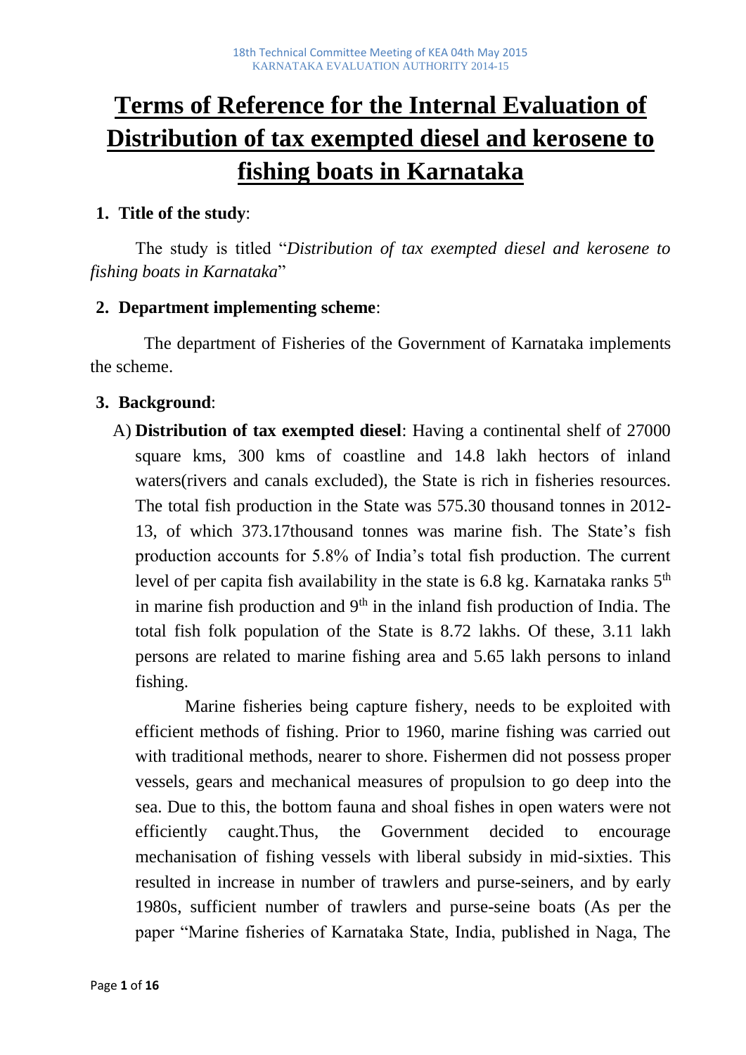# Terms of Reference for the Internal Evaluation of Distribution of tax exempted diesel and kerosene to fishing boats in Karnataka

**1. Title of the study**:

The study is titled "*Distribution of tax exempted diesel and kerosene to fishing boats in Karnataka*"

**2. Department implementing scheme**:

The department of Fisheries of the Government of Karnataka implements the scheme.

**3. Background**:

A) **Distribution of tax exempted diesel**: Having a continental shelf of 27000 square kms, 300 kms of coastline and 14.8 lakh hectors of inland waters(rivers and canals excluded), the State is rich in fisheries resources. The total fish production in the State was 575.30 thousand tonnes in 2012-13, of which 373.17thousand tonnes was marine fish. The State's fish production accounts for 5.8% of India's total fish production. The current level of per capita fish availability in the state is 6.8 kg. Karnataka ranks 5th in marine fish production and 9th in the inland fish production of India. The total fish folk population of the State is 8.72 lakhs. Of these, 3.11 lakh persons are related to marine fishing area and 5.65 lakh persons to inland fishing.

Marine fisheries being capture fishery, needs to be exploited with efficient methods of fishing. Prior to 1960, marine fishing was carried out with traditional methods, nearer to shore. Fishermen did not possess proper vessels, gears and mechanical measures of propulsion to go deep into the sea. Due to this, the bottom fauna and shoal fishes in open waters were not efficiently caught.Thus, the Government decided to encourage mechanisation of fishing vessels with liberal subsidy in mid-sixties. This resulted in increase in number of trawlers and purse-seiners, and by early 1980s, sufficient number of trawlers and purse-seine boats (As per the paper "Marine fisheries of Karnataka State, India, published in Naga, The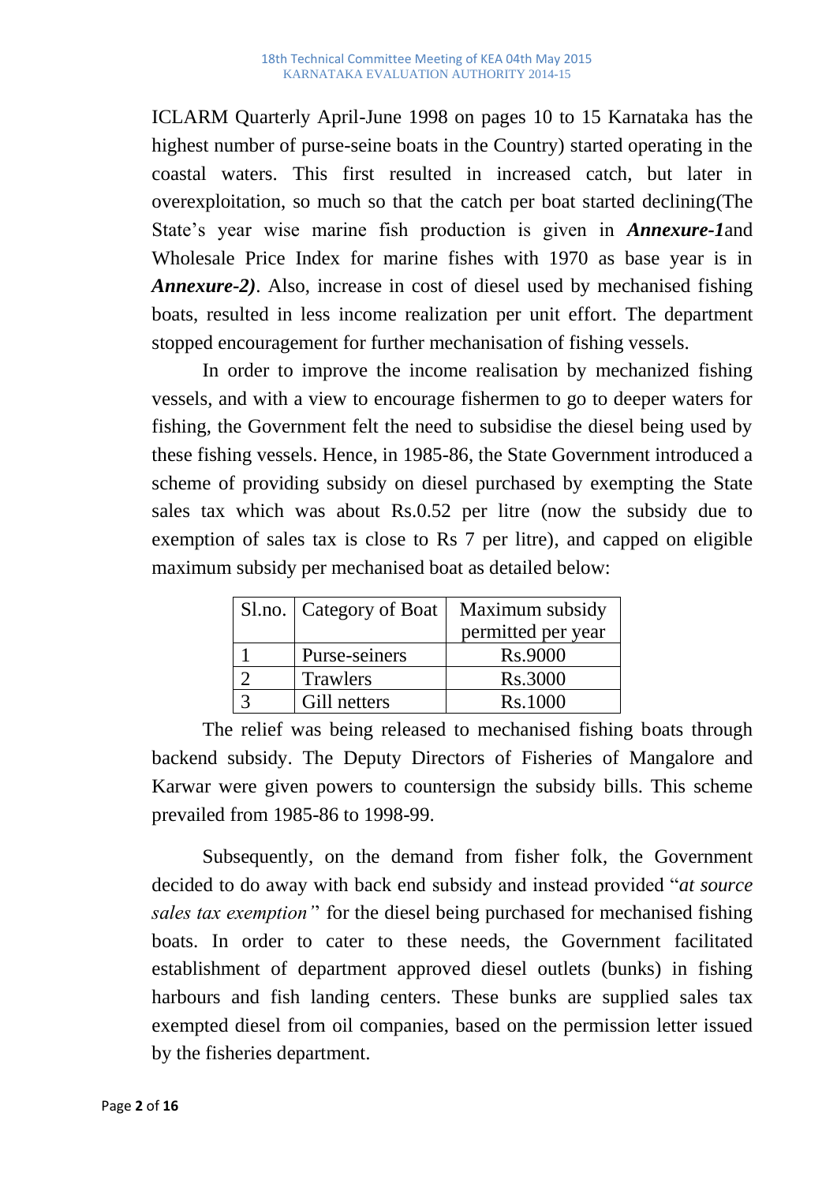ICLARM Quarterly April-June 1998 on pages 10 to 15 Karnataka has the highest number of purse-seine boats in the Country) started operating in the coastal waters. This first resulted in increased catch, but later in overexploitation, so much so that the catch per boat started declining(The State's year wise marine fish production is given in ***Annexure-1***and Wholesale Price Index for marine fishes with 1970 as base year is in ***Annexure-2)***. Also, increase in cost of diesel used by mechanised fishing boats, resulted in less income realization per unit effort. The department stopped encouragement for further mechanisation of fishing vessels.

In order to improve the income realisation by mechanized fishing vessels, and with a view to encourage fishermen to go to deeper waters for fishing, the Government felt the need to subsidise the diesel being used by these fishing vessels. Hence, in 1985-86, the State Government introduced a scheme of providing subsidy on diesel purchased by exempting the State sales tax which was about Rs.0.52 per litre (now the subsidy due to exemption of sales tax is close to Rs 7 per litre), and capped on eligible maximum subsidy per mechanised boat as detailed below:

| Sl.no. | Category of Boat | Maximum subsidy permitted per year |
|---|---|---|
| 1 | Purse-seiners | Rs.9000 |
| 2 | Trawlers | Rs.3000 |
| 3 | Gill netters | Rs.1000 |

The relief was being released to mechanised fishing boats through backend subsidy. The Deputy Directors of Fisheries of Mangalore and Karwar were given powers to countersign the subsidy bills. This scheme prevailed from 1985-86 to 1998-99.

Subsequently, on the demand from fisher folk, the Government decided to do away with back end subsidy and instead provided "*at source sales tax exemption*" for the diesel being purchased for mechanised fishing boats. In order to cater to these needs, the Government facilitated establishment of department approved diesel outlets (bunks) in fishing harbours and fish landing centers. These bunks are supplied sales tax exempted diesel from oil companies, based on the permission letter issued by the fisheries department.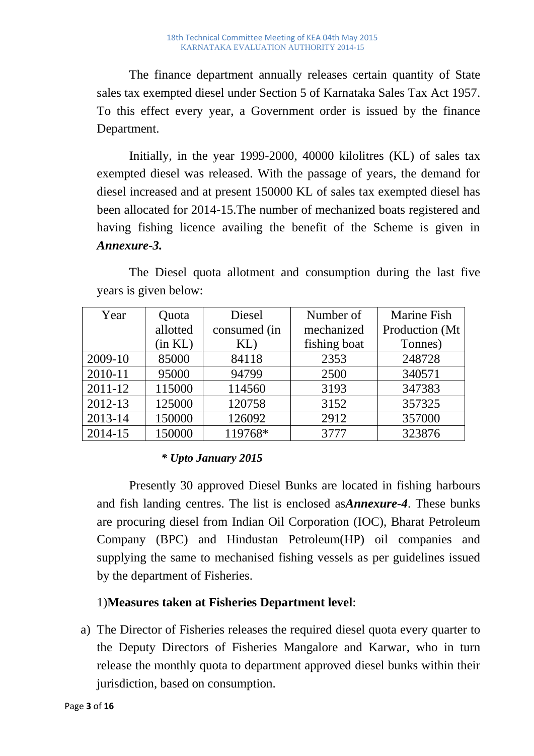The finance department annually releases certain quantity of State sales tax exempted diesel under Section 5 of Karnataka Sales Tax Act 1957. To this effect every year, a Government order is issued by the finance Department.

Initially, in the year 1999-2000, 40000 kilolitres (KL) of sales tax exempted diesel was released. With the passage of years, the demand for diesel increased and at present 150000 KL of sales tax exempted diesel has been allocated for 2014-15.The number of mechanized boats registered and having fishing licence availing the benefit of the Scheme is given in ***Annexure-3.***

The Diesel quota allotment and consumption during the last five years is given below:

| Year | Quota allotted (in KL) | Diesel consumed (in KL) | Number of mechanized fishing boat | Marine Fish Production (Mt Tonnes) |
|---|---|---|---|---|
| 2009-10 | 85000 | 84118 | 2353 | 248728 |
| 2010-11 | 95000 | 94799 | 2500 | 340571 |
| 2011-12 | 115000 | 114560 | 3193 | 347383 |
| 2012-13 | 125000 | 120758 | 3152 | 357325 |
| 2013-14 | 150000 | 126092 | 2912 | 357000 |
| 2014-15 | 150000 | 119768* | 3777 | 323876 |

***\* Upto January 2015***

Presently 30 approved Diesel Bunks are located in fishing harbours and fish landing centres. The list is enclosed as***Annexure-4***. These bunks are procuring diesel from Indian Oil Corporation (IOC), Bharat Petroleum Company (BPC) and Hindustan Petroleum(HP) oil companies and supplying the same to mechanised fishing vessels as per guidelines issued by the department of Fisheries.

1)**Measures taken at Fisheries Department level**:

a) The Director of Fisheries releases the required diesel quota every quarter to the Deputy Directors of Fisheries Mangalore and Karwar, who in turn release the monthly quota to department approved diesel bunks within their jurisdiction, based on consumption.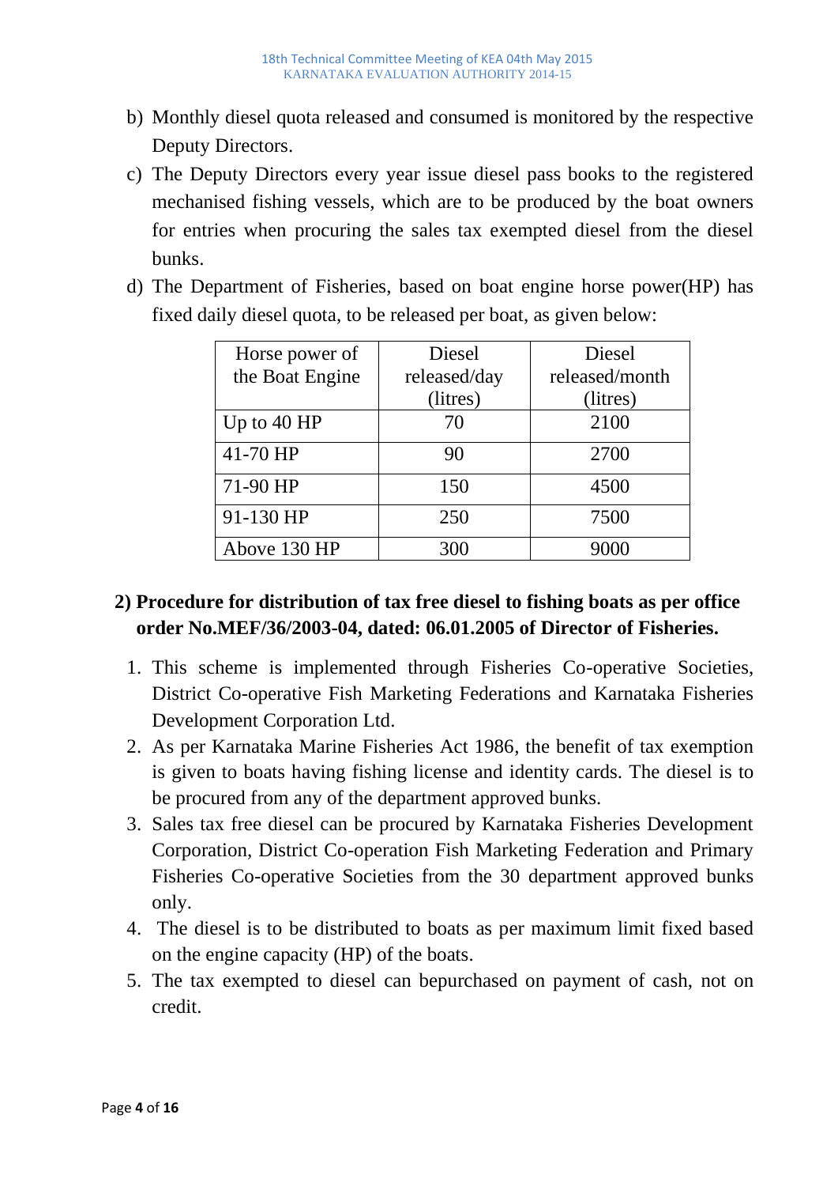b) Monthly diesel quota released and consumed is monitored by the respective Deputy Directors.

c) The Deputy Directors every year issue diesel pass books to the registered mechanised fishing vessels, which are to be produced by the boat owners for entries when procuring the sales tax exempted diesel from the diesel bunks.

d) The Department of Fisheries, based on boat engine horse power(HP) has fixed daily diesel quota, to be released per boat, as given below:

| Horse power of the Boat Engine | Diesel released/day (litres) | Diesel released/month (litres) |
|---|---|---|
| Up to 40 HP | 70 | 2100 |
| 41-70 HP | 90 | 2700 |
| 71-90 HP | 150 | 4500 |
| 91-130 HP | 250 | 7500 |
| Above 130 HP | 300 | 9000 |

**2) Procedure for distribution of tax free diesel to fishing boats as per office order No.MEF/36/2003-04, dated: 06.01.2005 of Director of Fisheries.**

1. This scheme is implemented through Fisheries Co-operative Societies, District Co-operative Fish Marketing Federations and Karnataka Fisheries Development Corporation Ltd.
2. As per Karnataka Marine Fisheries Act 1986, the benefit of tax exemption is given to boats having fishing license and identity cards. The diesel is to be procured from any of the department approved bunks.
3. Sales tax free diesel can be procured by Karnataka Fisheries Development Corporation, District Co-operation Fish Marketing Federation and Primary Fisheries Co-operative Societies from the 30 department approved bunks only.
4. The diesel is to be distributed to boats as per maximum limit fixed based on the engine capacity (HP) of the boats.
5. The tax exempted to diesel can bepurchased on payment of cash, not on credit.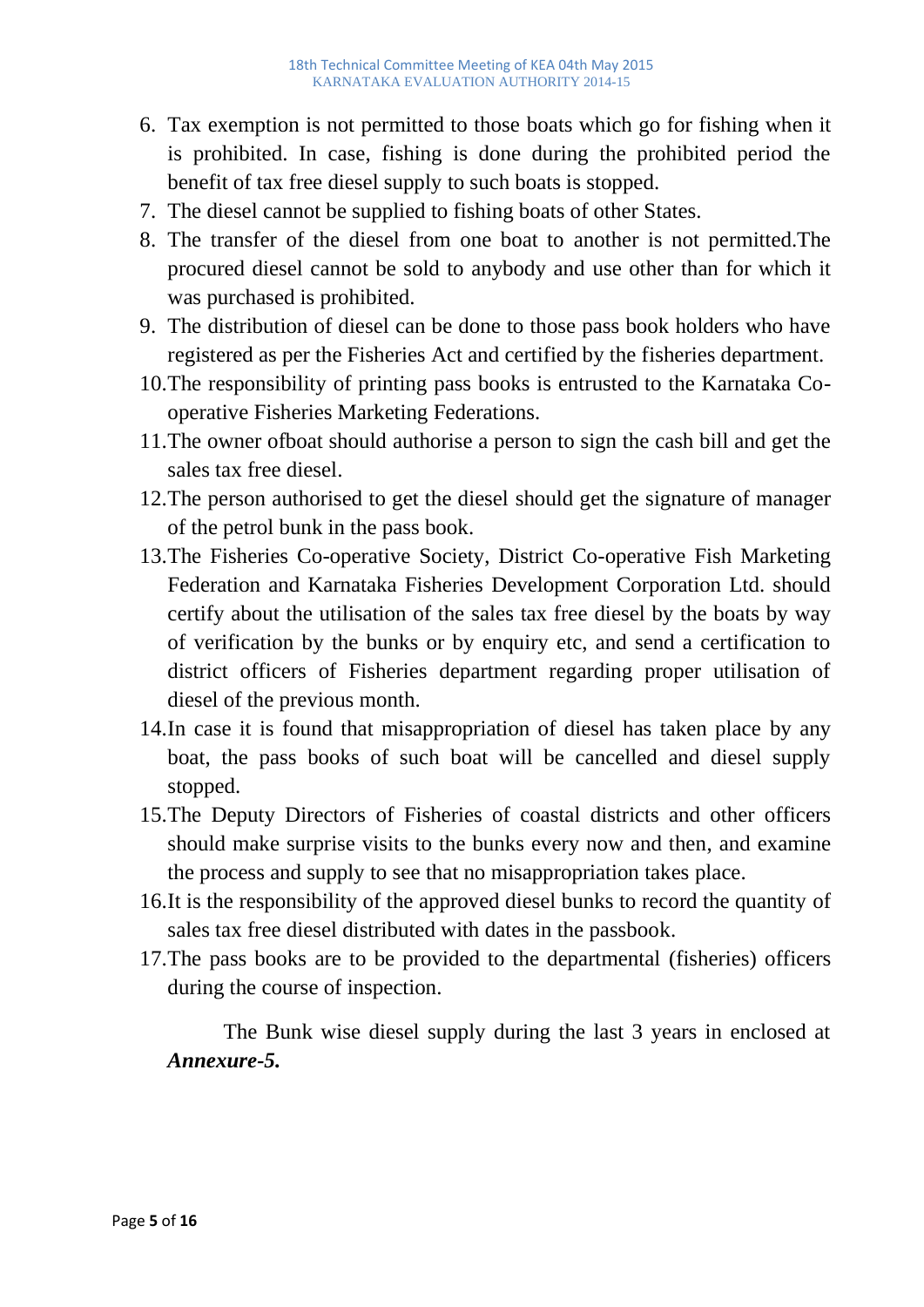6. Tax exemption is not permitted to those boats which go for fishing when it is prohibited. In case, fishing is done during the prohibited period the benefit of tax free diesel supply to such boats is stopped.
7. The diesel cannot be supplied to fishing boats of other States.
8. The transfer of the diesel from one boat to another is not permitted.The procured diesel cannot be sold to anybody and use other than for which it was purchased is prohibited.
9. The distribution of diesel can be done to those pass book holders who have registered as per the Fisheries Act and certified by the fisheries department.
10. The responsibility of printing pass books is entrusted to the Karnataka Co-operative Fisheries Marketing Federations.
11. The owner ofboat should authorise a person to sign the cash bill and get the sales tax free diesel.
12. The person authorised to get the diesel should get the signature of manager of the petrol bunk in the pass book.
13. The Fisheries Co-operative Society, District Co-operative Fish Marketing Federation and Karnataka Fisheries Development Corporation Ltd. should certify about the utilisation of the sales tax free diesel by the boats by way of verification by the bunks or by enquiry etc, and send a certification to district officers of Fisheries department regarding proper utilisation of diesel of the previous month.
14. In case it is found that misappropriation of diesel has taken place by any boat, the pass books of such boat will be cancelled and diesel supply stopped.
15. The Deputy Directors of Fisheries of coastal districts and other officers should make surprise visits to the bunks every now and then, and examine the process and supply to see that no misappropriation takes place.
16. It is the responsibility of the approved diesel bunks to record the quantity of sales tax free diesel distributed with dates in the passbook.
17. The pass books are to be provided to the departmental (fisheries) officers during the course of inspection.

The Bunk wise diesel supply during the last 3 years in enclosed at ***Annexure-5.***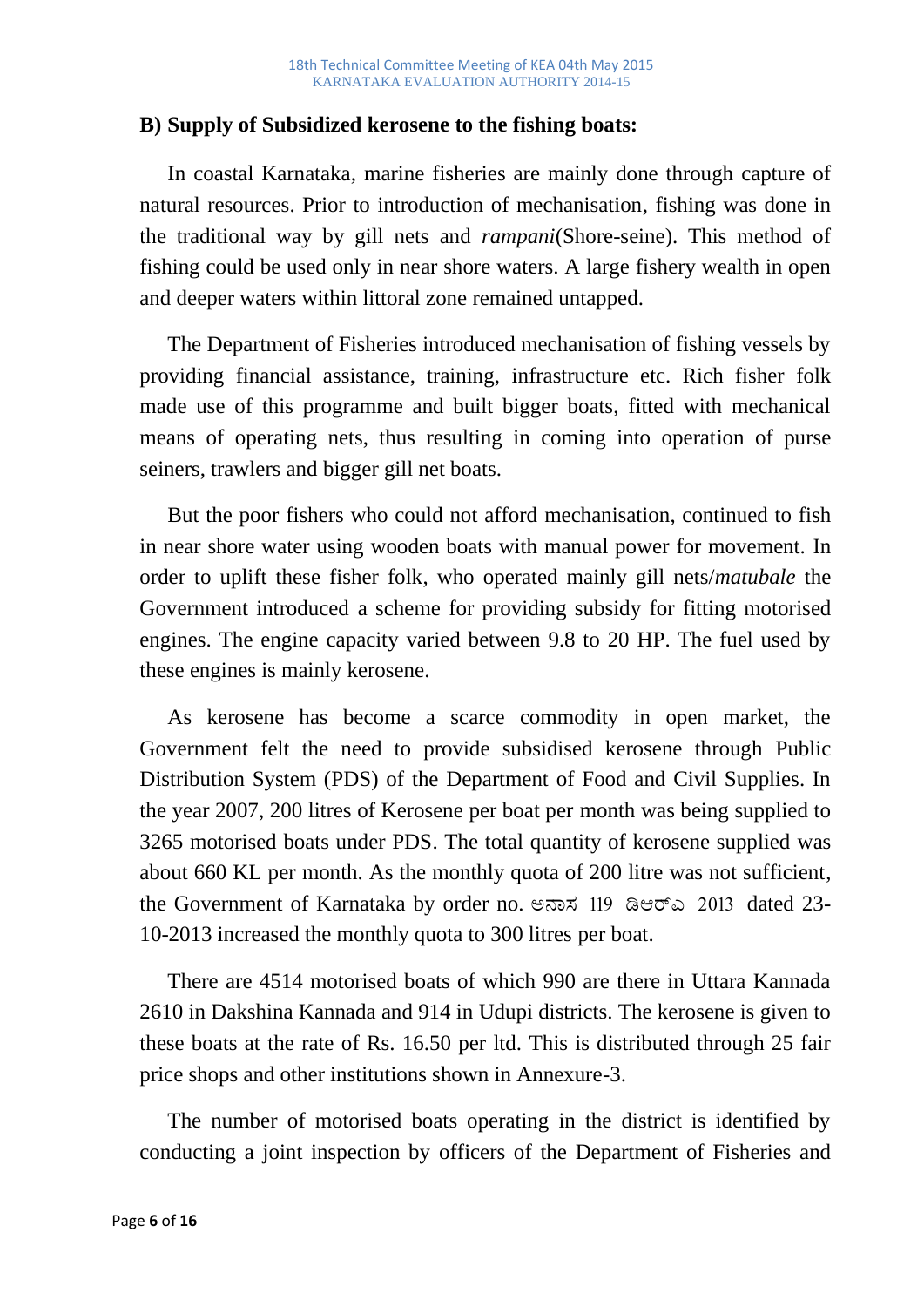## B) Supply of Subsidized kerosene to the fishing boats:

In coastal Karnataka, marine fisheries are mainly done through capture of natural resources. Prior to introduction of mechanisation, fishing was done in the traditional way by gill nets and *rampani*(Shore-seine). This method of fishing could be used only in near shore waters. A large fishery wealth in open and deeper waters within littoral zone remained untapped.

The Department of Fisheries introduced mechanisation of fishing vessels by providing financial assistance, training, infrastructure etc. Rich fisher folk made use of this programme and built bigger boats, fitted with mechanical means of operating nets, thus resulting in coming into operation of purse seiners, trawlers and bigger gill net boats.

But the poor fishers who could not afford mechanisation, continued to fish in near shore water using wooden boats with manual power for movement. In order to uplift these fisher folk, who operated mainly gill nets/*matubale* the Government introduced a scheme for providing subsidy for fitting motorised engines. The engine capacity varied between 9.8 to 20 HP. The fuel used by these engines is mainly kerosene.

As kerosene has become a scarce commodity in open market, the Government felt the need to provide subsidised kerosene through Public Distribution System (PDS) of the Department of Food and Civil Supplies. In the year 2007, 200 litres of Kerosene per boat per month was being supplied to 3265 motorised boats under PDS. The total quantity of kerosene supplied was about 660 KL per month. As the monthly quota of 200 litre was not sufficient, the Government of Karnataka by order no. ಅನಾಸ 119 ಡಿಆರ್ಎ 2013 dated 23-10-2013 increased the monthly quota to 300 litres per boat.

There are 4514 motorised boats of which 990 are there in Uttara Kannada 2610 in Dakshina Kannada and 914 in Udupi districts. The kerosene is given to these boats at the rate of Rs. 16.50 per ltd. This is distributed through 25 fair price shops and other institutions shown in Annexure-3.

The number of motorised boats operating in the district is identified by conducting a joint inspection by officers of the Department of Fisheries and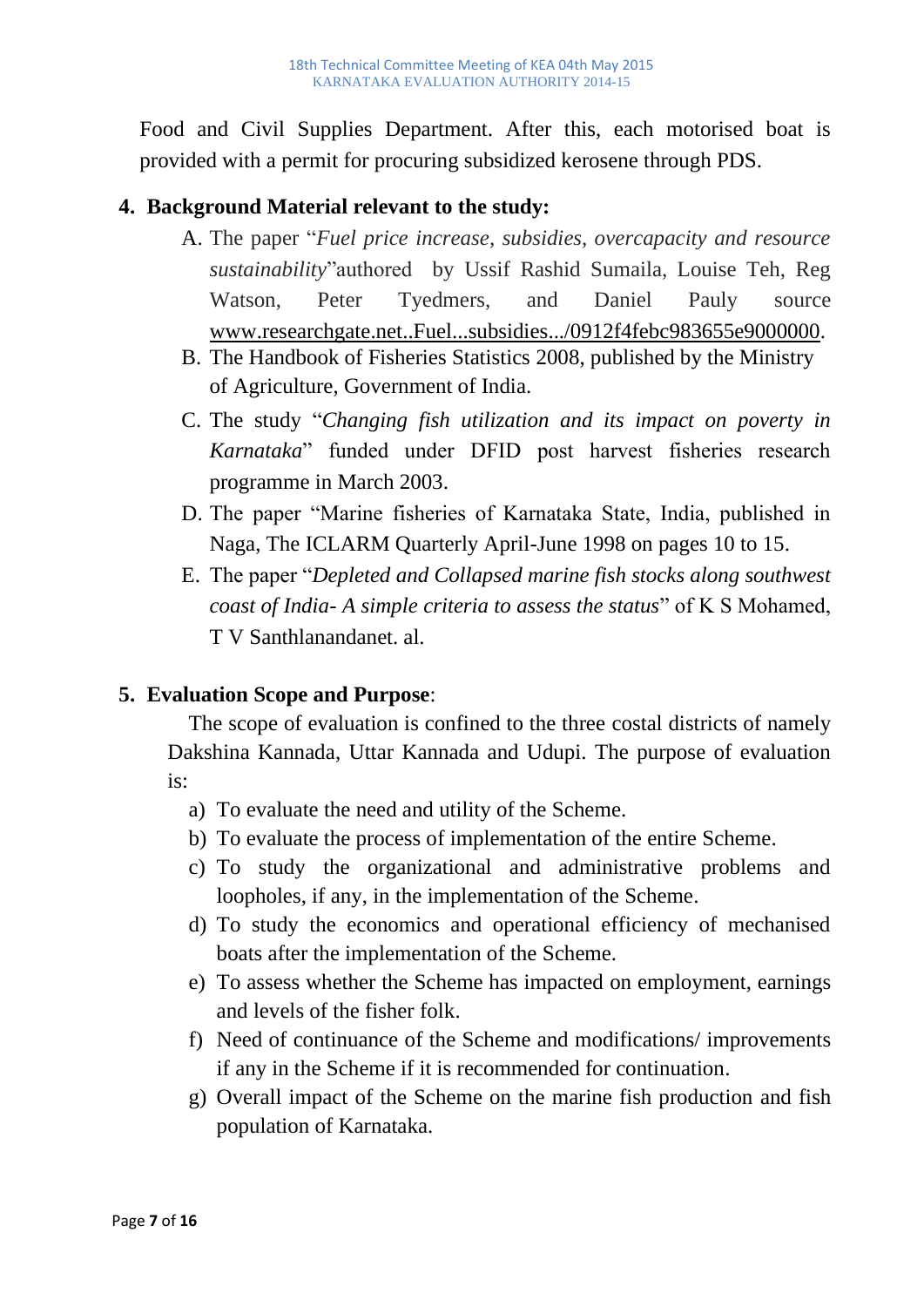Food and Civil Supplies Department. After this, each motorised boat is provided with a permit for procuring subsidized kerosene through PDS.

## 4. Background Material relevant to the study:

A. The paper "*Fuel price increase, subsidies, overcapacity and resource sustainability*"authored by Ussif Rashid Sumaila, Louise Teh, Reg Watson, Peter Tyedmers, and Daniel Pauly source www.researchgate.net..Fuel...subsidies.../0912f4febc983655e9000000.

B. The Handbook of Fisheries Statistics 2008, published by the Ministry of Agriculture, Government of India.

C. The study "*Changing fish utilization and its impact on poverty in Karnataka*" funded under DFID post harvest fisheries research programme in March 2003.

D. The paper "Marine fisheries of Karnataka State, India, published in Naga, The ICLARM Quarterly April-June 1998 on pages 10 to 15.

E. The paper "*Depleted and Collapsed marine fish stocks along southwest coast of India- A simple criteria to assess the status*" of K S Mohamed, T V Santhlanandanet. al.

## 5. Evaluation Scope and Purpose:

The scope of evaluation is confined to the three costal districts of namely Dakshina Kannada, Uttar Kannada and Udupi. The purpose of evaluation is:

a) To evaluate the need and utility of the Scheme.
b) To evaluate the process of implementation of the entire Scheme.
c) To study the organizational and administrative problems and loopholes, if any, in the implementation of the Scheme.
d) To study the economics and operational efficiency of mechanised boats after the implementation of the Scheme.
e) To assess whether the Scheme has impacted on employment, earnings and levels of the fisher folk.
f) Need of continuance of the Scheme and modifications/ improvements if any in the Scheme if it is recommended for continuation.
g) Overall impact of the Scheme on the marine fish production and fish population of Karnataka.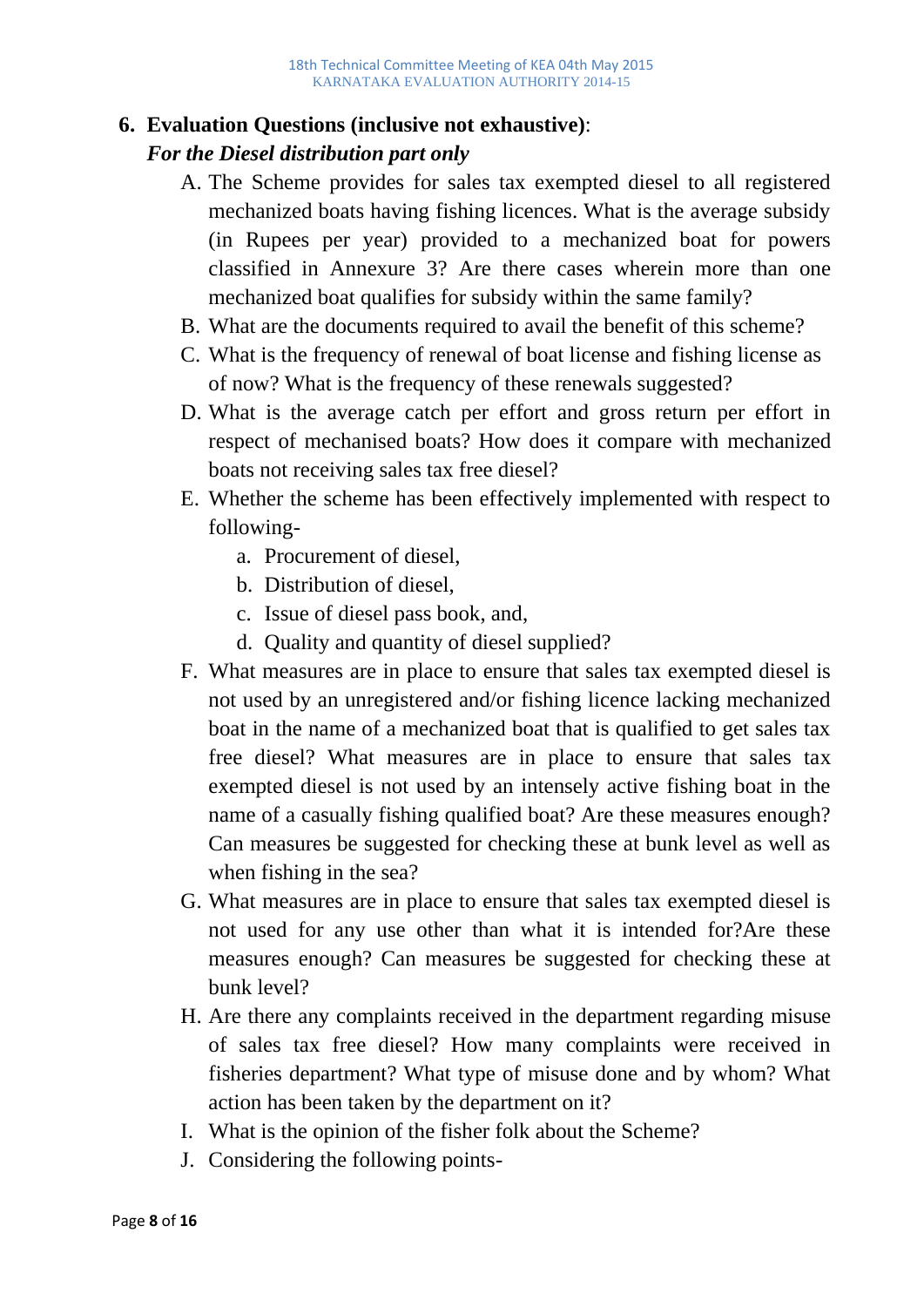## 6. Evaluation Questions (inclusive not exhaustive):

***For the Diesel distribution part only***

A. The Scheme provides for sales tax exempted diesel to all registered mechanized boats having fishing licences. What is the average subsidy (in Rupees per year) provided to a mechanized boat for powers classified in Annexure 3? Are there cases wherein more than one mechanized boat qualifies for subsidy within the same family?

B. What are the documents required to avail the benefit of this scheme?

C. What is the frequency of renewal of boat license and fishing license as of now? What is the frequency of these renewals suggested?

D. What is the average catch per effort and gross return per effort in respect of mechanised boats? How does it compare with mechanized boats not receiving sales tax free diesel?

E. Whether the scheme has been effectively implemented with respect to following-
   a. Procurement of diesel,
   b. Distribution of diesel,
   c. Issue of diesel pass book, and,
   d. Quality and quantity of diesel supplied?

F. What measures are in place to ensure that sales tax exempted diesel is not used by an unregistered and/or fishing licence lacking mechanized boat in the name of a mechanized boat that is qualified to get sales tax free diesel? What measures are in place to ensure that sales tax exempted diesel is not used by an intensely active fishing boat in the name of a casually fishing qualified boat? Are these measures enough? Can measures be suggested for checking these at bunk level as well as when fishing in the sea?

G. What measures are in place to ensure that sales tax exempted diesel is not used for any use other than what it is intended for?Are these measures enough? Can measures be suggested for checking these at bunk level?

H. Are there any complaints received in the department regarding misuse of sales tax free diesel? How many complaints were received in fisheries department? What type of misuse done and by whom? What action has been taken by the department on it?

I. What is the opinion of the fisher folk about the Scheme?

J. Considering the following points-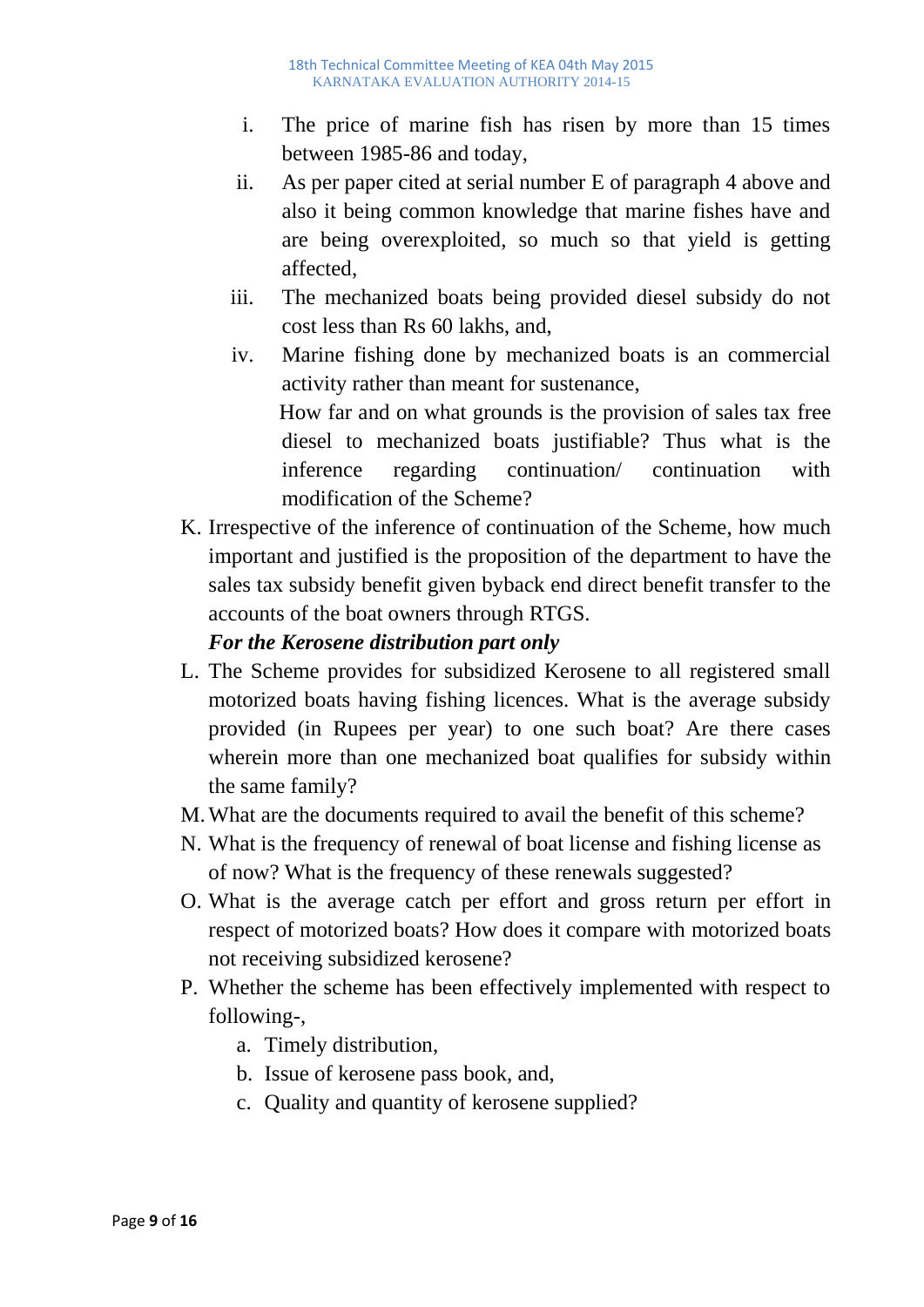i. The price of marine fish has risen by more than 15 times between 1985-86 and today,
ii. As per paper cited at serial number E of paragraph 4 above and also it being common knowledge that marine fishes have and are being overexploited, so much so that yield is getting affected,
iii. The mechanized boats being provided diesel subsidy do not cost less than Rs 60 lakhs, and,
iv. Marine fishing done by mechanized boats is an commercial activity rather than meant for sustenance,

How far and on what grounds is the provision of sales tax free diesel to mechanized boats justifiable? Thus what is the inference regarding continuation/ continuation with modification of the Scheme?

K. Irrespective of the inference of continuation of the Scheme, how much important and justified is the proposition of the department to have the sales tax subsidy benefit given byback end direct benefit transfer to the accounts of the boat owners through RTGS.

***For the Kerosene distribution part only***

L. The Scheme provides for subsidized Kerosene to all registered small motorized boats having fishing licences. What is the average subsidy provided (in Rupees per year) to one such boat? Are there cases wherein more than one mechanized boat qualifies for subsidy within the same family?

M. What are the documents required to avail the benefit of this scheme?

N. What is the frequency of renewal of boat license and fishing license as of now? What is the frequency of these renewals suggested?

O. What is the average catch per effort and gross return per effort in respect of motorized boats? How does it compare with motorized boats not receiving subsidized kerosene?

P. Whether the scheme has been effectively implemented with respect to following-,

   a. Timely distribution,
   b. Issue of kerosene pass book, and,
   c. Quality and quantity of kerosene supplied?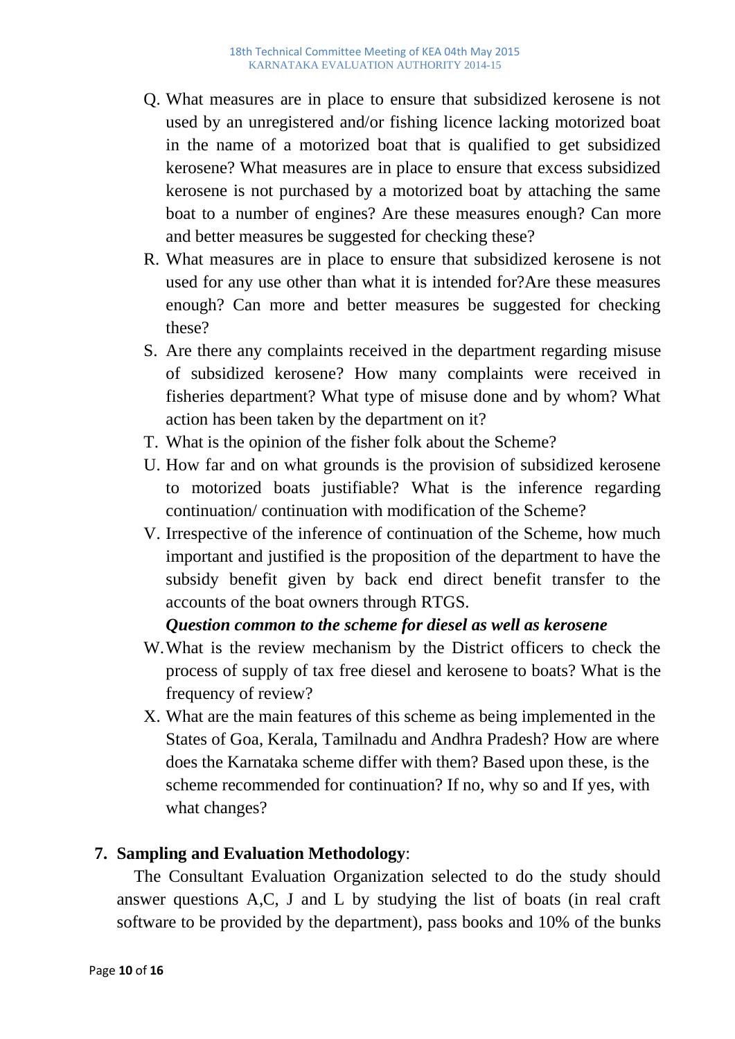Q. What measures are in place to ensure that subsidized kerosene is not used by an unregistered and/or fishing licence lacking motorized boat in the name of a motorized boat that is qualified to get subsidized kerosene? What measures are in place to ensure that excess subsidized kerosene is not purchased by a motorized boat by attaching the same boat to a number of engines? Are these measures enough? Can more and better measures be suggested for checking these?

R. What measures are in place to ensure that subsidized kerosene is not used for any use other than what it is intended for?Are these measures enough? Can more and better measures be suggested for checking these?

S. Are there any complaints received in the department regarding misuse of subsidized kerosene? How many complaints were received in fisheries department? What type of misuse done and by whom? What action has been taken by the department on it?

T. What is the opinion of the fisher folk about the Scheme?

U. How far and on what grounds is the provision of subsidized kerosene to motorized boats justifiable? What is the inference regarding continuation/ continuation with modification of the Scheme?

V. Irrespective of the inference of continuation of the Scheme, how much important and justified is the proposition of the department to have the subsidy benefit given by back end direct benefit transfer to the accounts of the boat owners through RTGS.

***Question common to the scheme for diesel as well as kerosene***

W. What is the review mechanism by the District officers to check the process of supply of tax free diesel and kerosene to boats? What is the frequency of review?

X. What are the main features of this scheme as being implemented in the States of Goa, Kerala, Tamilnadu and Andhra Pradesh? How are where does the Karnataka scheme differ with them? Based upon these, is the scheme recommended for continuation? If no, why so and If yes, with what changes?

## 7. Sampling and Evaluation Methodology:

The Consultant Evaluation Organization selected to do the study should answer questions A,C, J and L by studying the list of boats (in real craft software to be provided by the department), pass books and 10% of the bunks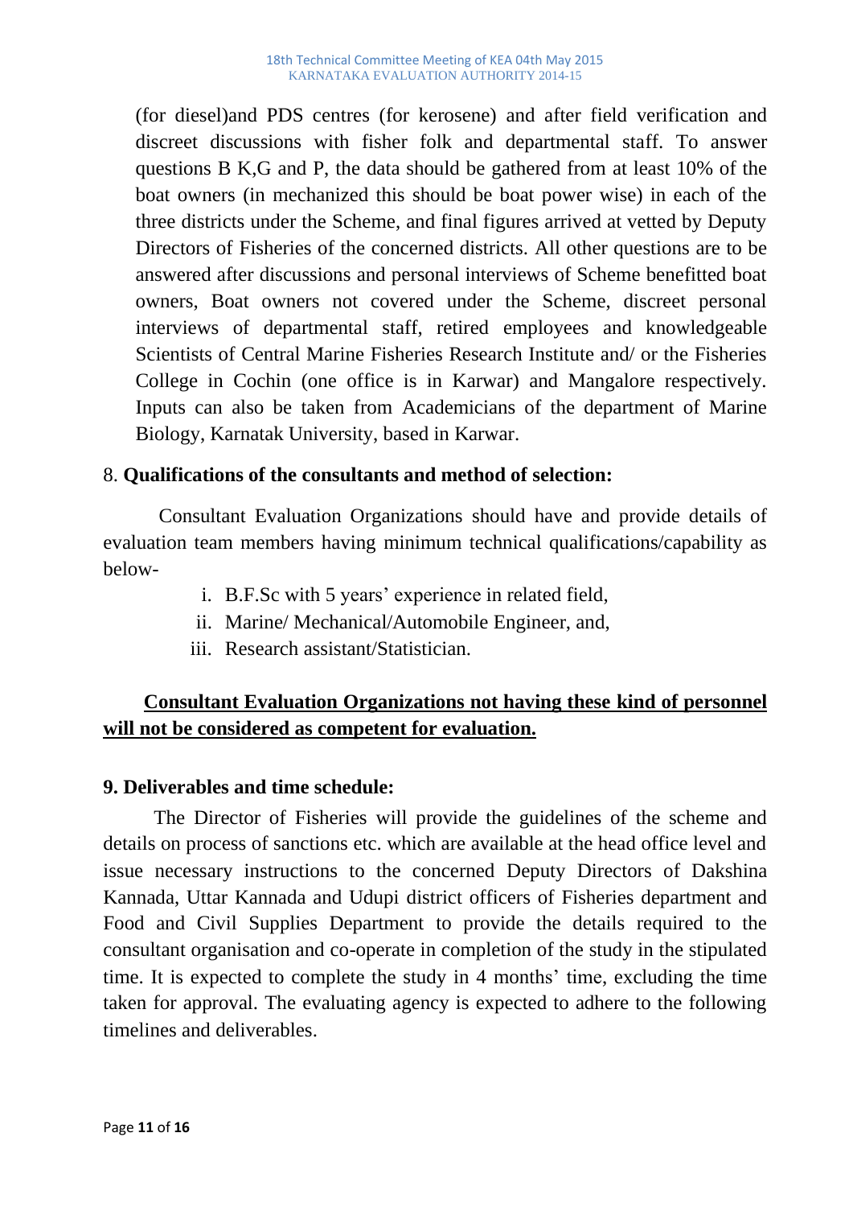(for diesel)and PDS centres (for kerosene) and after field verification and discreet discussions with fisher folk and departmental staff. To answer questions B K,G and P, the data should be gathered from at least 10% of the boat owners (in mechanized this should be boat power wise) in each of the three districts under the Scheme, and final figures arrived at vetted by Deputy Directors of Fisheries of the concerned districts. All other questions are to be answered after discussions and personal interviews of Scheme benefitted boat owners, Boat owners not covered under the Scheme, discreet personal interviews of departmental staff, retired employees and knowledgeable Scientists of Central Marine Fisheries Research Institute and/ or the Fisheries College in Cochin (one office is in Karwar) and Mangalore respectively. Inputs can also be taken from Academicians of the department of Marine Biology, Karnatak University, based in Karwar.

## 8. **Qualifications of the consultants and method of selection:**

Consultant Evaluation Organizations should have and provide details of evaluation team members having minimum technical qualifications/capability as below-

i. B.F.Sc with 5 years' experience in related field,
ii. Marine/ Mechanical/Automobile Engineer, and,
iii. Research assistant/Statistician.

**Consultant Evaluation Organizations not having these kind of personnel will not be considered as competent for evaluation.**

## **9. Deliverables and time schedule:**

The Director of Fisheries will provide the guidelines of the scheme and details on process of sanctions etc. which are available at the head office level and issue necessary instructions to the concerned Deputy Directors of Dakshina Kannada, Uttar Kannada and Udupi district officers of Fisheries department and Food and Civil Supplies Department to provide the details required to the consultant organisation and co-operate in completion of the study in the stipulated time. It is expected to complete the study in 4 months' time, excluding the time taken for approval. The evaluating agency is expected to adhere to the following timelines and deliverables.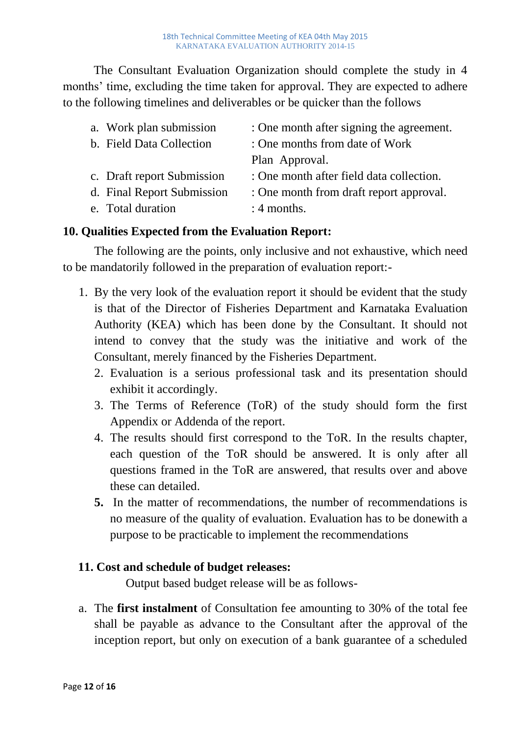The Consultant Evaluation Organization should complete the study in 4 months' time, excluding the time taken for approval. They are expected to adhere to the following timelines and deliverables or be quicker than the follows

a. Work plan submission : One month after signing the agreement.
b. Field Data Collection : One months from date of Work Plan Approval.
c. Draft report Submission : One month after field data collection.
d. Final Report Submission : One month from draft report approval.
e. Total duration : 4 months.

## 10. Qualities Expected from the Evaluation Report:

The following are the points, only inclusive and not exhaustive, which need to be mandatorily followed in the preparation of evaluation report:-

1. By the very look of the evaluation report it should be evident that the study is that of the Director of Fisheries Department and Karnataka Evaluation Authority (KEA) which has been done by the Consultant. It should not intend to convey that the study was the initiative and work of the Consultant, merely financed by the Fisheries Department.
2. Evaluation is a serious professional task and its presentation should exhibit it accordingly.
3. The Terms of Reference (ToR) of the study should form the first Appendix or Addenda of the report.
4. The results should first correspond to the ToR. In the results chapter, each question of the ToR should be answered. It is only after all questions framed in the ToR are answered, that results over and above these can detailed.
5. In the matter of recommendations, the number of recommendations is no measure of the quality of evaluation. Evaluation has to be donewith a purpose to be practicable to implement the recommendations

## 11. Cost and schedule of budget releases:

Output based budget release will be as follows-

a. The **first instalment** of Consultation fee amounting to 30% of the total fee shall be payable as advance to the Consultant after the approval of the inception report, but only on execution of a bank guarantee of a scheduled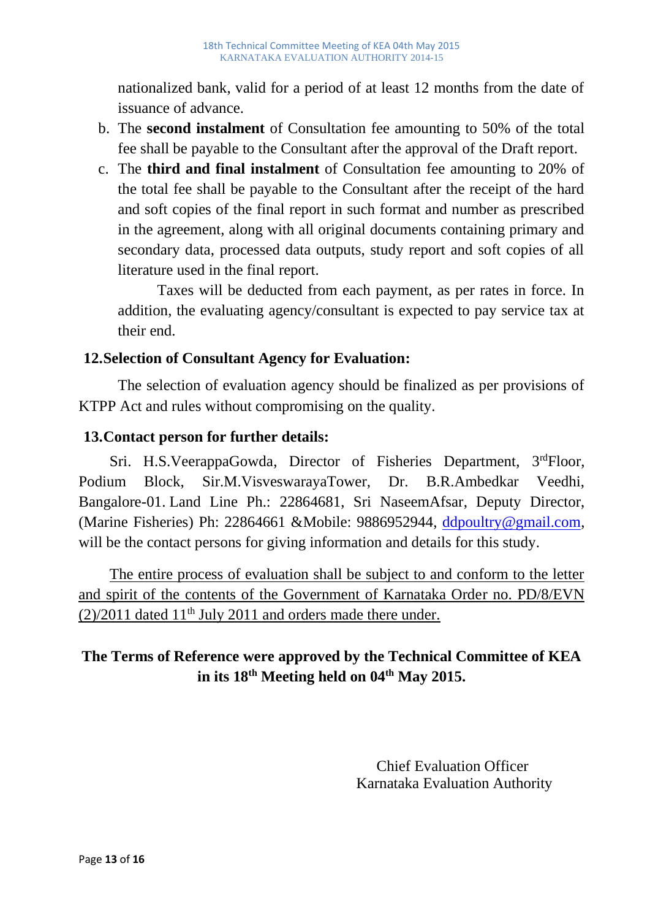nationalized bank, valid for a period of at least 12 months from the date of issuance of advance.

b. The **second instalment** of Consultation fee amounting to 50% of the total fee shall be payable to the Consultant after the approval of the Draft report.

c. The **third and final instalment** of Consultation fee amounting to 20% of the total fee shall be payable to the Consultant after the receipt of the hard and soft copies of the final report in such format and number as prescribed in the agreement, along with all original documents containing primary and secondary data, processed data outputs, study report and soft copies of all literature used in the final report.

   Taxes will be deducted from each payment, as per rates in force. In addition, the evaluating agency/consultant is expected to pay service tax at their end.

**12.Selection of Consultant Agency for Evaluation:**

The selection of evaluation agency should be finalized as per provisions of KTPP Act and rules without compromising on the quality.

**13.Contact person for further details:**

Sri. H.S.VeerappaGowda, Director of Fisheries Department, 3rdFloor, Podium Block, Sir.M.VisveswarayaTower, Dr. B.R.Ambedkar Veedhi, Bangalore-01. Land Line Ph.: 22864681, Sri NaseemAfsar, Deputy Director, (Marine Fisheries) Ph: 22864661 &Mobile: 9886952944, ddpoultry@gmail.com, will be the contact persons for giving information and details for this study.

The entire process of evaluation shall be subject to and conform to the letter and spirit of the contents of the Government of Karnataka Order no. PD/8/EVN (2)/2011 dated 11th July 2011 and orders made there under.

**The Terms of Reference were approved by the Technical Committee of KEA in its 18th Meeting held on 04th May 2015.**

Chief Evaluation Officer
Karnataka Evaluation Authority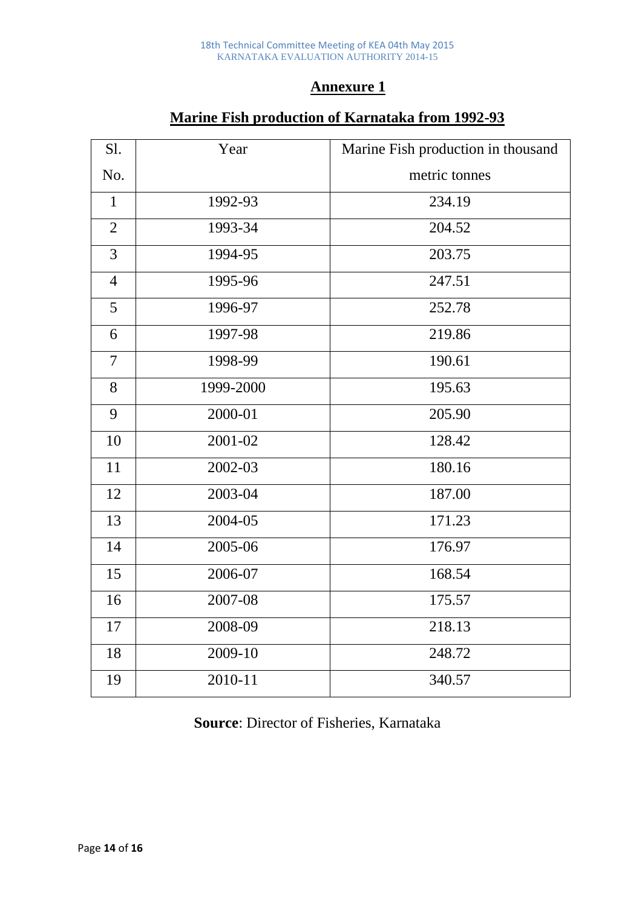## Annexure 1

## Marine Fish production of Karnataka from 1992-93

| Sl. No. | Year | Marine Fish production in thousand metric tonnes |
|---|---|---|
| 1 | 1992-93 | 234.19 |
| 2 | 1993-34 | 204.52 |
| 3 | 1994-95 | 203.75 |
| 4 | 1995-96 | 247.51 |
| 5 | 1996-97 | 252.78 |
| 6 | 1997-98 | 219.86 |
| 7 | 1998-99 | 190.61 |
| 8 | 1999-2000 | 195.63 |
| 9 | 2000-01 | 205.90 |
| 10 | 2001-02 | 128.42 |
| 11 | 2002-03 | 180.16 |
| 12 | 2003-04 | 187.00 |
| 13 | 2004-05 | 171.23 |
| 14 | 2005-06 | 176.97 |
| 15 | 2006-07 | 168.54 |
| 16 | 2007-08 | 175.57 |
| 17 | 2008-09 | 218.13 |
| 18 | 2009-10 | 248.72 |
| 19 | 2010-11 | 340.57 |

**Source**: Director of Fisheries, Karnataka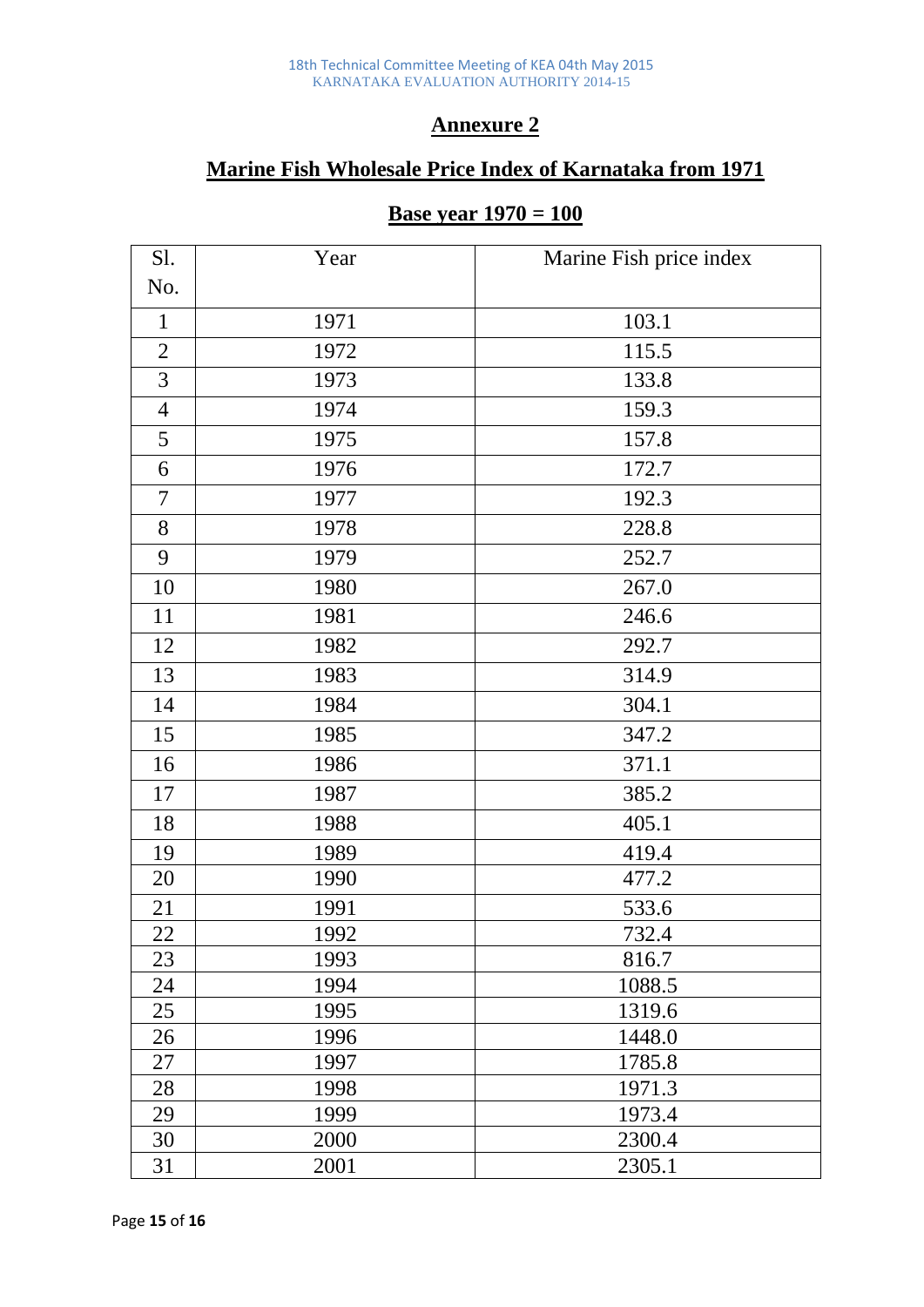## Annexure 2

## Marine Fish Wholesale Price Index of Karnataka from 1971

### Base year 1970 = 100

| Sl. No. | Year | Marine Fish price index |
|---|---|---|
| 1 | 1971 | 103.1 |
| 2 | 1972 | 115.5 |
| 3 | 1973 | 133.8 |
| 4 | 1974 | 159.3 |
| 5 | 1975 | 157.8 |
| 6 | 1976 | 172.7 |
| 7 | 1977 | 192.3 |
| 8 | 1978 | 228.8 |
| 9 | 1979 | 252.7 |
| 10 | 1980 | 267.0 |
| 11 | 1981 | 246.6 |
| 12 | 1982 | 292.7 |
| 13 | 1983 | 314.9 |
| 14 | 1984 | 304.1 |
| 15 | 1985 | 347.2 |
| 16 | 1986 | 371.1 |
| 17 | 1987 | 385.2 |
| 18 | 1988 | 405.1 |
| 19 | 1989 | 419.4 |
| 20 | 1990 | 477.2 |
| 21 | 1991 | 533.6 |
| 22 | 1992 | 732.4 |
| 23 | 1993 | 816.7 |
| 24 | 1994 | 1088.5 |
| 25 | 1995 | 1319.6 |
| 26 | 1996 | 1448.0 |
| 27 | 1997 | 1785.8 |
| 28 | 1998 | 1971.3 |
| 29 | 1999 | 1973.4 |
| 30 | 2000 | 2300.4 |
| 31 | 2001 | 2305.1 |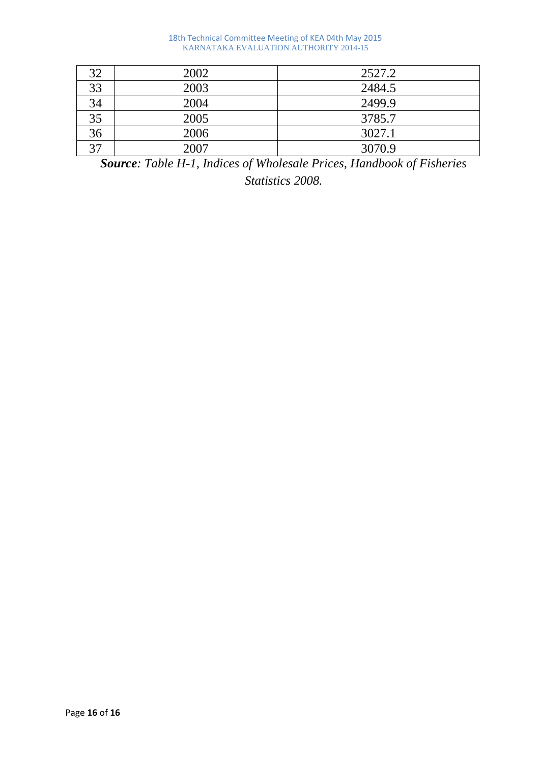| | | |
|---|---|---|
| 32 | 2002 | 2527.2 |
| 33 | 2003 | 2484.5 |
| 34 | 2004 | 2499.9 |
| 35 | 2005 | 3785.7 |
| 36 | 2006 | 3027.1 |
| 37 | 2007 | 3070.9 |

***Source**: Table H-1, Indices of Wholesale Prices, Handbook of Fisheries Statistics 2008.*